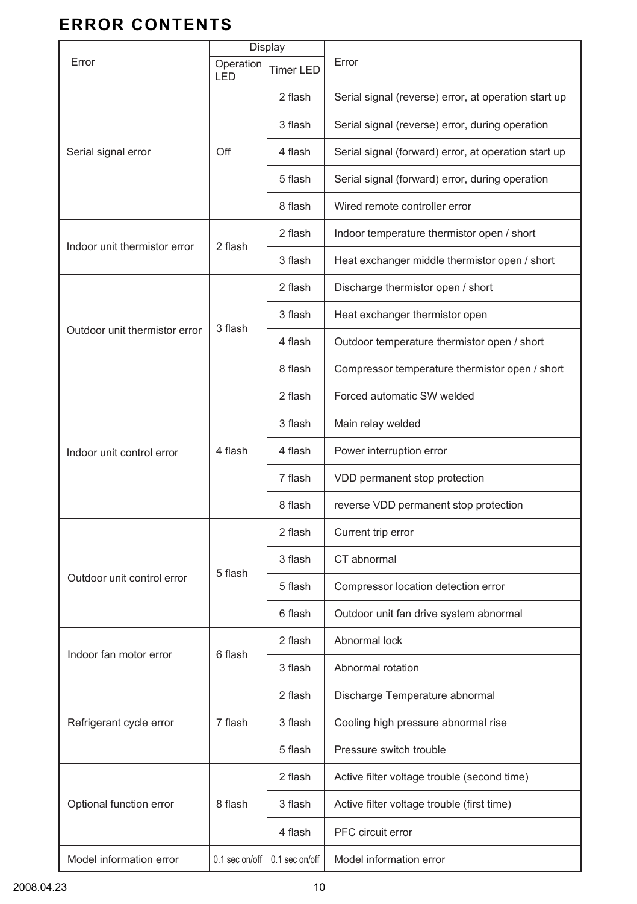## ERROR CONTENTS

| Error | Display | | Error |
|---|---|---|---|
| | Operation LED | Timer LED | |
| Serial signal error | Off | 2 flash | Serial signal (reverse) error, at operation start up |
| | | 3 flash | Serial signal (reverse) error, during operation |
| | | 4 flash | Serial signal (forward) error, at operation start up |
| | | 5 flash | Serial signal (forward) error, during operation |
| | | 8 flash | Wired remote controller error |
| Indoor unit thermistor error | 2 flash | 2 flash | Indoor temperature thermistor open / short |
| | | 3 flash | Heat exchanger middle thermistor open / short |
| Outdoor unit thermistor error | 3 flash | 2 flash | Discharge thermistor open / short |
| | | 3 flash | Heat exchanger thermistor open |
| | | 4 flash | Outdoor temperature thermistor open / short |
| | | 8 flash | Compressor temperature thermistor open / short |
| Indoor unit control error | 4 flash | 2 flash | Forced automatic SW welded |
| | | 3 flash | Main relay welded |
| | | 4 flash | Power interruption error |
| | | 7 flash | VDD permanent stop protection |
| | | 8 flash | reverse VDD permanent stop protection |
| Outdoor unit control error | 5 flash | 2 flash | Current trip error |
| | | 3 flash | CT abnormal |
| | | 5 flash | Compressor location detection error |
| | | 6 flash | Outdoor unit fan drive system abnormal |
| Indoor fan motor error | 6 flash | 2 flash | Abnormal lock |
| | | 3 flash | Abnormal rotation |
| Refrigerant cycle error | 7 flash | 2 flash | Discharge Temperature abnormal |
| | | 3 flash | Cooling high pressure abnormal rise |
| | | 5 flash | Pressure switch trouble |
| Optional function error | 8 flash | 2 flash | Active filter voltage trouble (second time) |
| | | 3 flash | Active filter voltage trouble (first time) |
| | | 4 flash | PFC circuit error |
| Model information error | 0.1 sec on/off | 0.1 sec on/off | Model information error |

2008.04.23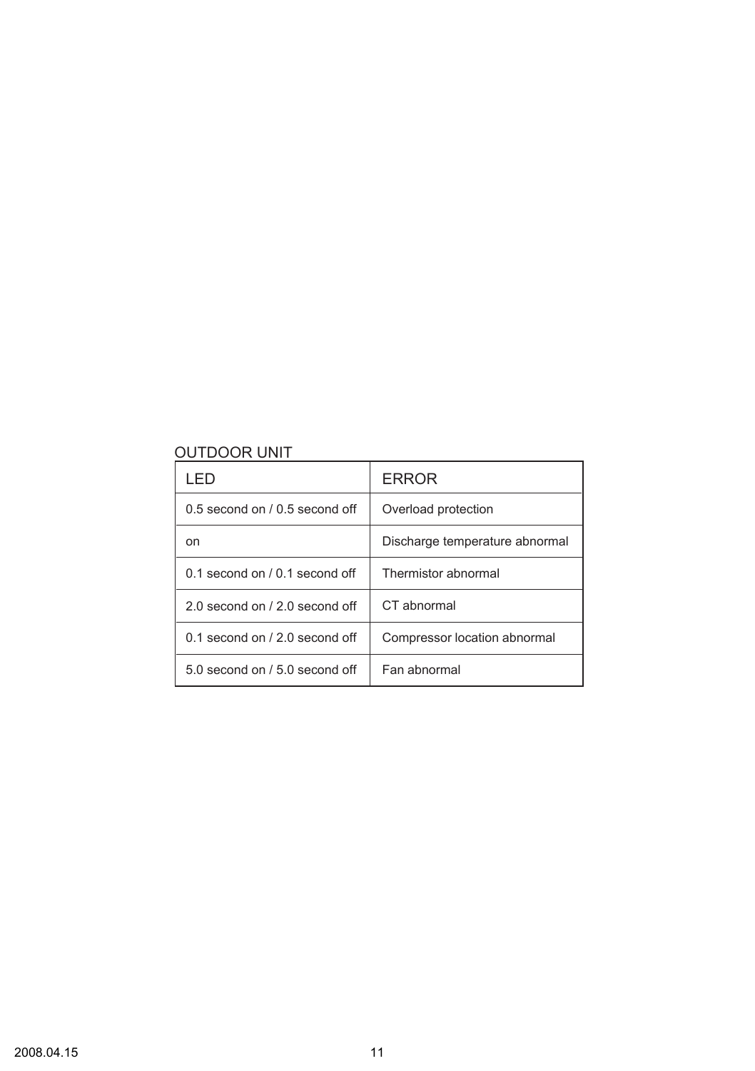OUTDOOR UNIT

| LED | ERROR |
|---|---|
| 0.5 second on / 0.5 second off | Overload protection |
| on | Discharge temperature abnormal |
| 0.1 second on / 0.1 second off | Thermistor abnormal |
| 2.0 second on / 2.0 second off | CT abnormal |
| 0.1 second on / 2.0 second off | Compressor location abnormal |
| 5.0 second on / 5.0 second off | Fan abnormal |

2008.04.15